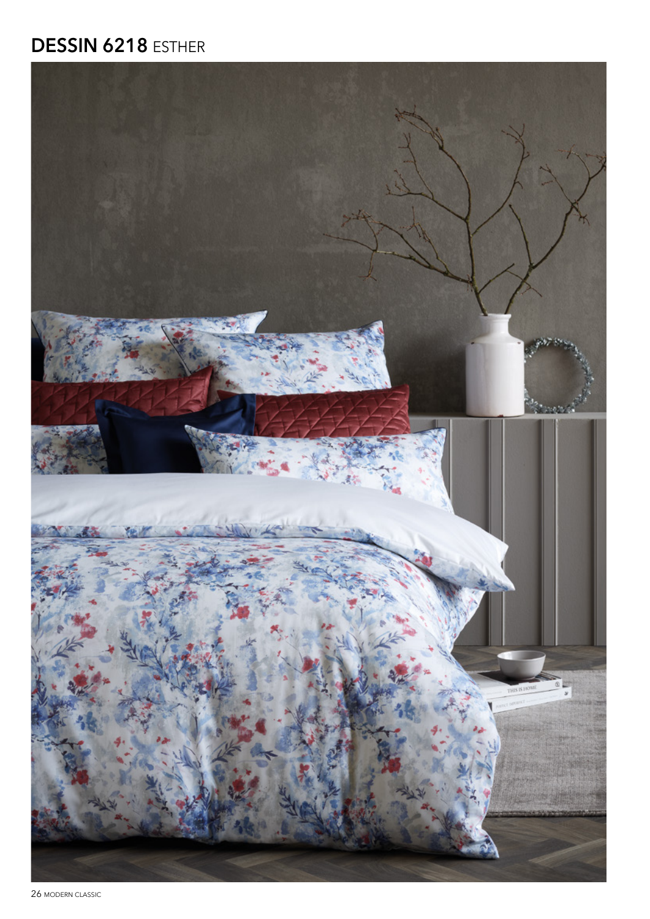## **DESSIN 6218** ESTHER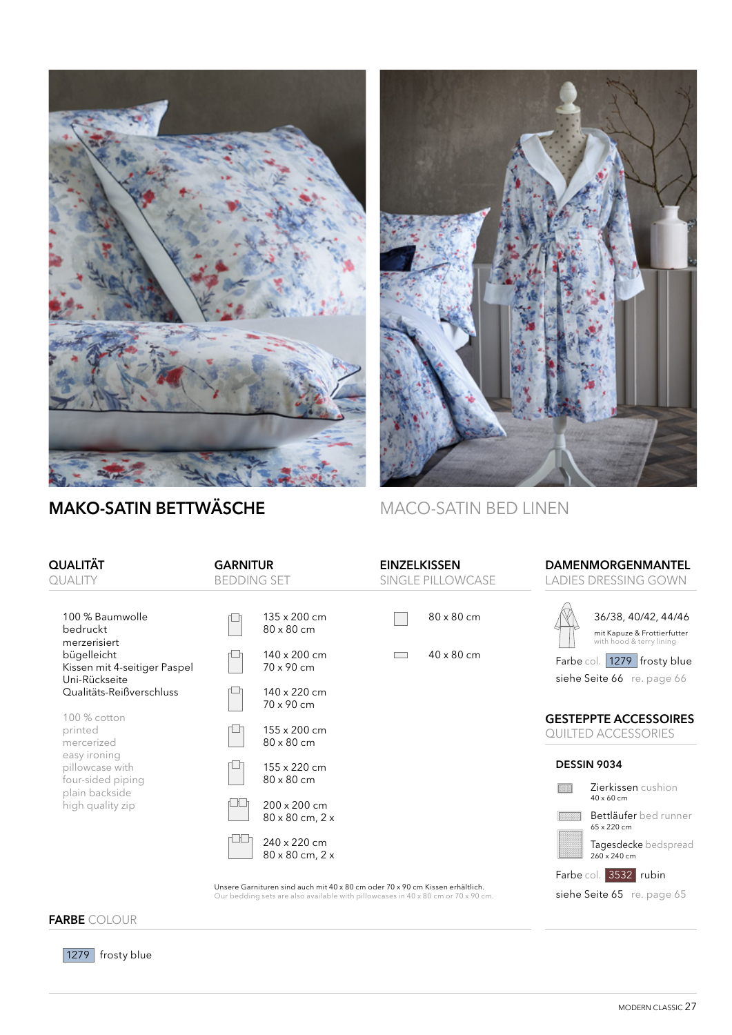## MAKO-SATIN BETTWÄSCHE

MACO-SATIN BED LINEN

### QUALITÄT
QUALITY

100 % Baumwolle
bedruckt
merzerisiert
bügelleicht
Kissen mit 4-seitiger Paspel
Uni-Rückseite
Qualitäts-Reißverschluss

100 % cotton
printed
mercerized
easy ironing
pillowcase with
four-sided piping
plain backside
high quality zip

### GARNITUR
BEDDING SET

135 x 200 cm
80 x 80 cm

140 x 200 cm
70 x 90 cm

140 x 220 cm
70 x 90 cm

155 x 200 cm
80 x 80 cm

155 x 220 cm
80 x 80 cm

200 x 200 cm
80 x 80 cm, 2 x

240 x 220 cm
80 x 80 cm, 2 x

Unsere Garnituren sind auch mit 40 x 80 cm oder 70 x 90 cm Kissen erhältlich.
Our bedding sets are also available with pillowcases in 40 x 80 cm or 70 x 90 cm.

### EINZELKISSEN
SINGLE PILLOWCASE

80 x 80 cm

40 x 80 cm

### DAMENMORGENMANTEL
LADIES DRESSING GOWN

36/38, 40/42, 44/46

mit Kapuze & Frottierfutter
with hood & terry lining

Farbe col. 1279 frosty blue

siehe Seite 66 re. page 66

### GESTEPPTE ACCESSOIRES
QUILTED ACCESSORIES

**DESSIN 9034**

Zierkissen cushion
40 x 60 cm

Bettläufer bed runner
65 x 220 cm

Tagesdecke bedspread
260 x 240 cm

Farbe col. 3532 rubin

siehe Seite 65 re. page 65

### FARBE COLOUR

1279 frosty blue